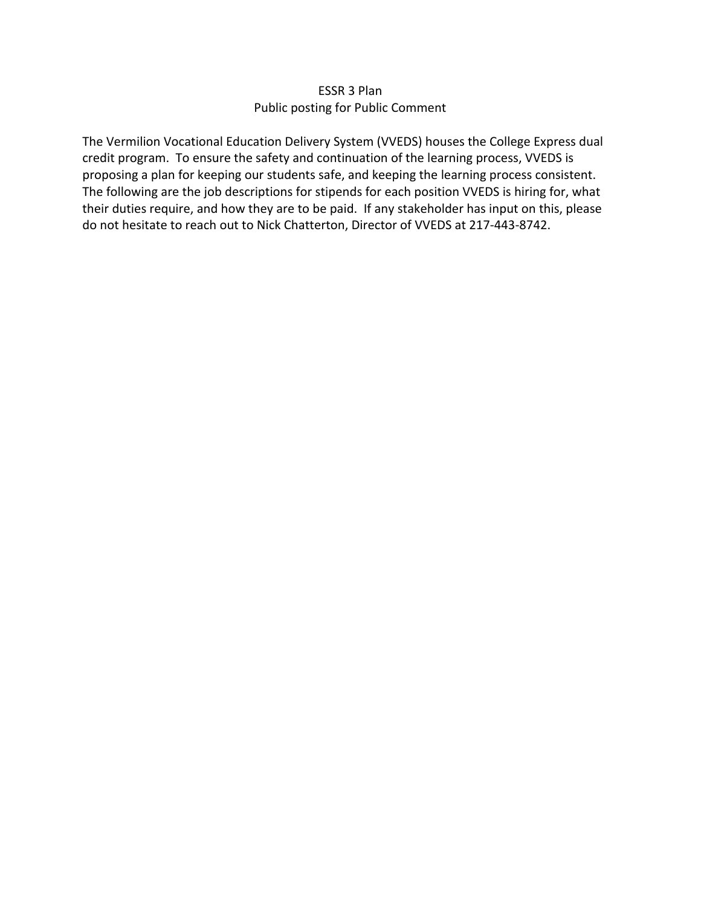# ESSR 3 Plan

## Public posting for Public Comment

The Vermilion Vocational Education Delivery System (VVEDS) houses the College Express dual credit program. To ensure the safety and continuation of the learning process, VVEDS is proposing a plan for keeping our students safe, and keeping the learning process consistent. The following are the job descriptions for stipends for each position VVEDS is hiring for, what their duties require, and how they are to be paid. If any stakeholder has input on this, please do not hesitate to reach out to Nick Chatterton, Director of VVEDS at 217-443-8742.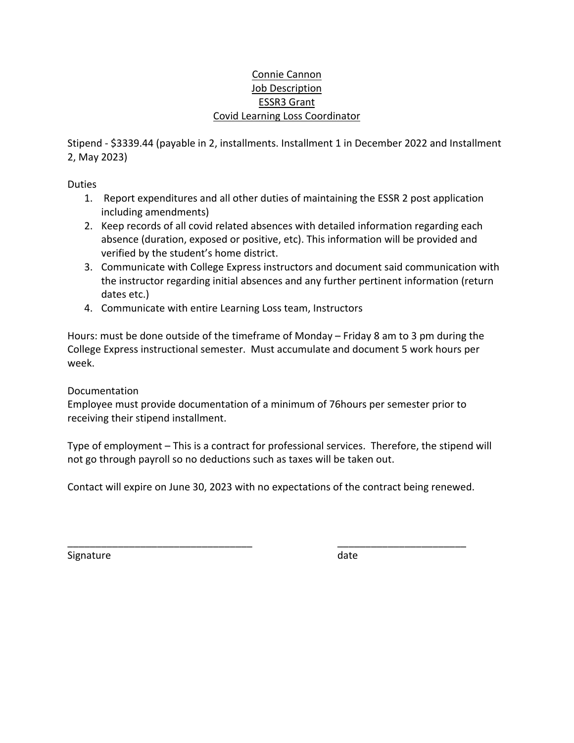<u>Connie Cannon</u>
<u>Job Description</u>
<u>ESSR3 Grant</u>
<u>Covid Learning Loss Coordinator</u>

Stipend - $3339.44 (payable in 2, installments. Installment 1 in December 2022 and Installment 2, May 2023)

Duties

1. Report expenditures and all other duties of maintaining the ESSR 2 post application including amendments)
2. Keep records of all covid related absences with detailed information regarding each absence (duration, exposed or positive, etc). This information will be provided and verified by the student's home district.
3. Communicate with College Express instructors and document said communication with the instructor regarding initial absences and any further pertinent information (return dates etc.)
4. Communicate with entire Learning Loss team, Instructors

Hours: must be done outside of the timeframe of Monday – Friday 8 am to 3 pm during the College Express instructional semester. Must accumulate and document 5 work hours per week.

Documentation
Employee must provide documentation of a minimum of 76hours per semester prior to receiving their stipend installment.

Type of employment – This is a contract for professional services. Therefore, the stipend will not go through payroll so no deductions such as taxes will be taken out.

Contact will expire on June 30, 2023 with no expectations of the contract being renewed.

_________________________________ _______________________
Signature date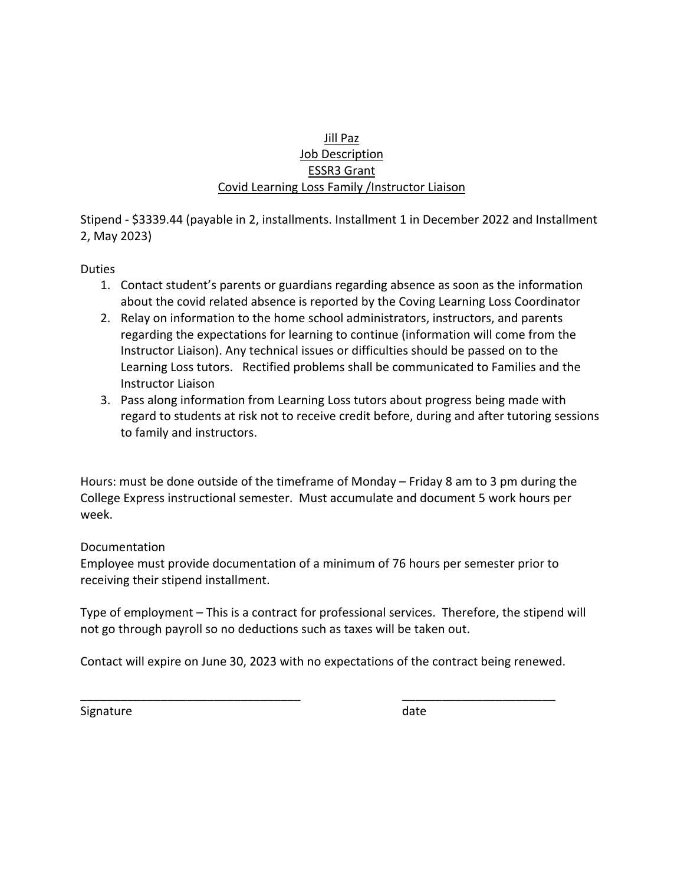<u>Jill Paz</u>
<u>Job Description</u>
<u>ESSR3 Grant</u>
<u>Covid Learning Loss Family /Instructor Liaison</u>

Stipend - $3339.44 (payable in 2, installments. Installment 1 in December 2022 and Installment 2, May 2023)

Duties

1. Contact student's parents or guardians regarding absence as soon as the information about the covid related absence is reported by the Coving Learning Loss Coordinator
2. Relay on information to the home school administrators, instructors, and parents regarding the expectations for learning to continue (information will come from the Instructor Liaison). Any technical issues or difficulties should be passed on to the Learning Loss tutors. Rectified problems shall be communicated to Families and the Instructor Liaison
3. Pass along information from Learning Loss tutors about progress being made with regard to students at risk not to receive credit before, during and after tutoring sessions to family and instructors.

Hours: must be done outside of the timeframe of Monday – Friday 8 am to 3 pm during the College Express instructional semester. Must accumulate and document 5 work hours per week.

Documentation
Employee must provide documentation of a minimum of 76 hours per semester prior to receiving their stipend installment.

Type of employment – This is a contract for professional services. Therefore, the stipend will not go through payroll so no deductions such as taxes will be taken out.

Contact will expire on June 30, 2023 with no expectations of the contract being renewed.

_________________________________ _______________________
Signature date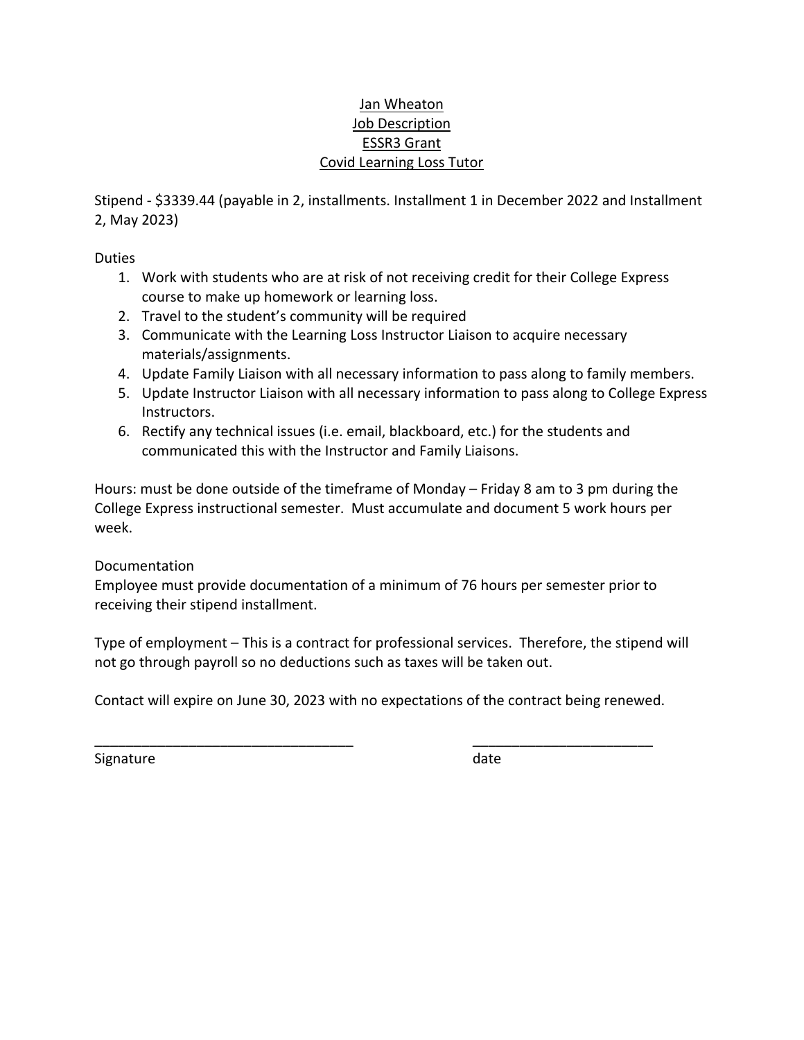<u>Jan Wheaton</u>
<u>Job Description</u>
<u>ESSR3 Grant</u>
<u>Covid Learning Loss Tutor</u>

Stipend - $3339.44 (payable in 2, installments. Installment 1 in December 2022 and Installment 2, May 2023)

Duties

1. Work with students who are at risk of not receiving credit for their College Express course to make up homework or learning loss.
2. Travel to the student's community will be required
3. Communicate with the Learning Loss Instructor Liaison to acquire necessary materials/assignments.
4. Update Family Liaison with all necessary information to pass along to family members.
5. Update Instructor Liaison with all necessary information to pass along to College Express Instructors.
6. Rectify any technical issues (i.e. email, blackboard, etc.) for the students and communicated this with the Instructor and Family Liaisons.

Hours: must be done outside of the timeframe of Monday – Friday 8 am to 3 pm during the College Express instructional semester. Must accumulate and document 5 work hours per week.

Documentation
Employee must provide documentation of a minimum of 76 hours per semester prior to receiving their stipend installment.

Type of employment – This is a contract for professional services. Therefore, the stipend will not go through payroll so no deductions such as taxes will be taken out.

Contact will expire on June 30, 2023 with no expectations of the contract being renewed.

_________________________________ _______________________
Signature date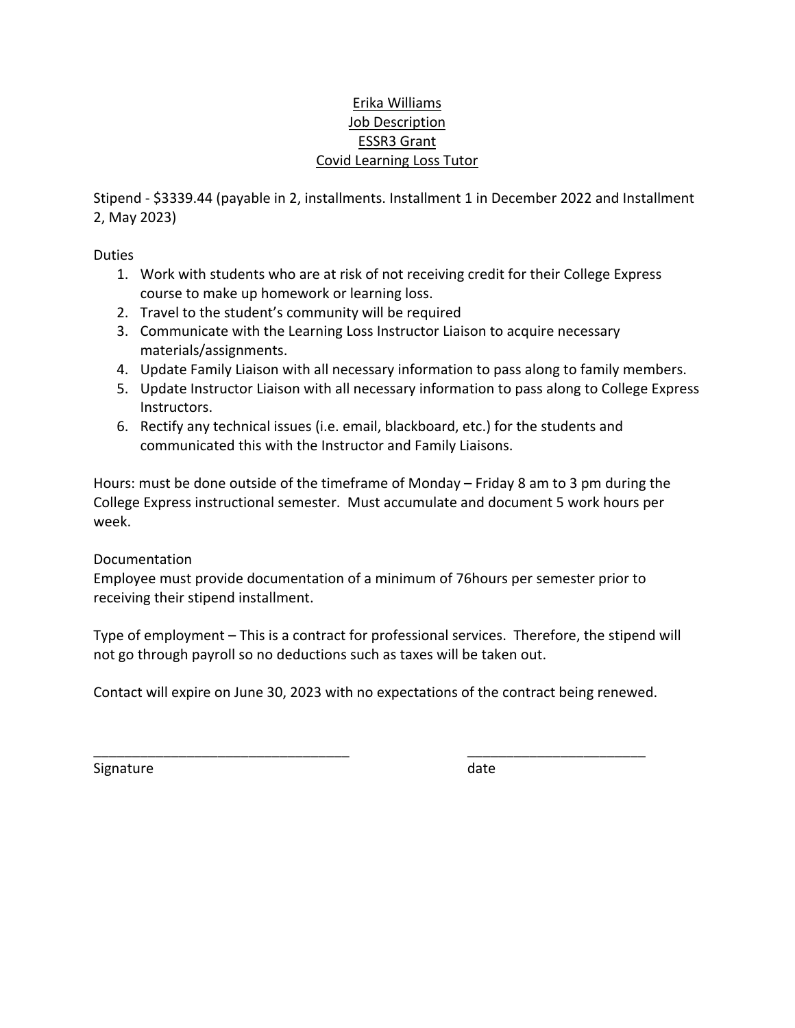Erika Williams
Job Description
ESSR3 Grant
Covid Learning Loss Tutor

Stipend - $3339.44 (payable in 2, installments. Installment 1 in December 2022 and Installment 2, May 2023)

Duties

1. Work with students who are at risk of not receiving credit for their College Express course to make up homework or learning loss.
2. Travel to the student's community will be required
3. Communicate with the Learning Loss Instructor Liaison to acquire necessary materials/assignments.
4. Update Family Liaison with all necessary information to pass along to family members.
5. Update Instructor Liaison with all necessary information to pass along to College Express Instructors.
6. Rectify any technical issues (i.e. email, blackboard, etc.) for the students and communicated this with the Instructor and Family Liaisons.

Hours: must be done outside of the timeframe of Monday – Friday 8 am to 3 pm during the College Express instructional semester. Must accumulate and document 5 work hours per week.

Documentation
Employee must provide documentation of a minimum of 76hours per semester prior to receiving their stipend installment.

Type of employment – This is a contract for professional services. Therefore, the stipend will not go through payroll so no deductions such as taxes will be taken out.

Contact will expire on June 30, 2023 with no expectations of the contract being renewed.

_________________________________ _______________________
Signature date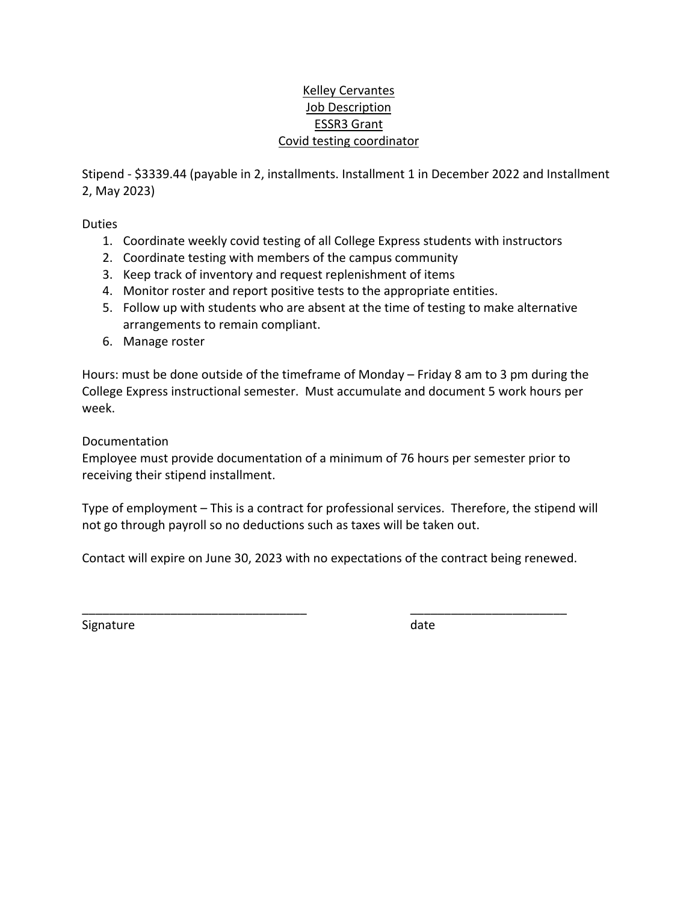<u>Kelley Cervantes</u>
<u>Job Description</u>
<u>ESSR3 Grant</u>
<u>Covid testing coordinator</u>

Stipend - $3339.44 (payable in 2, installments. Installment 1 in December 2022 and Installment 2, May 2023)

Duties

1. Coordinate weekly covid testing of all College Express students with instructors
2. Coordinate testing with members of the campus community
3. Keep track of inventory and request replenishment of items
4. Monitor roster and report positive tests to the appropriate entities.
5. Follow up with students who are absent at the time of testing to make alternative arrangements to remain compliant.
6. Manage roster

Hours: must be done outside of the timeframe of Monday – Friday 8 am to 3 pm during the College Express instructional semester. Must accumulate and document 5 work hours per week.

Documentation
Employee must provide documentation of a minimum of 76 hours per semester prior to receiving their stipend installment.

Type of employment – This is a contract for professional services. Therefore, the stipend will not go through payroll so no deductions such as taxes will be taken out.

Contact will expire on June 30, 2023 with no expectations of the contract being renewed.

_________________________________ _______________________
Signature date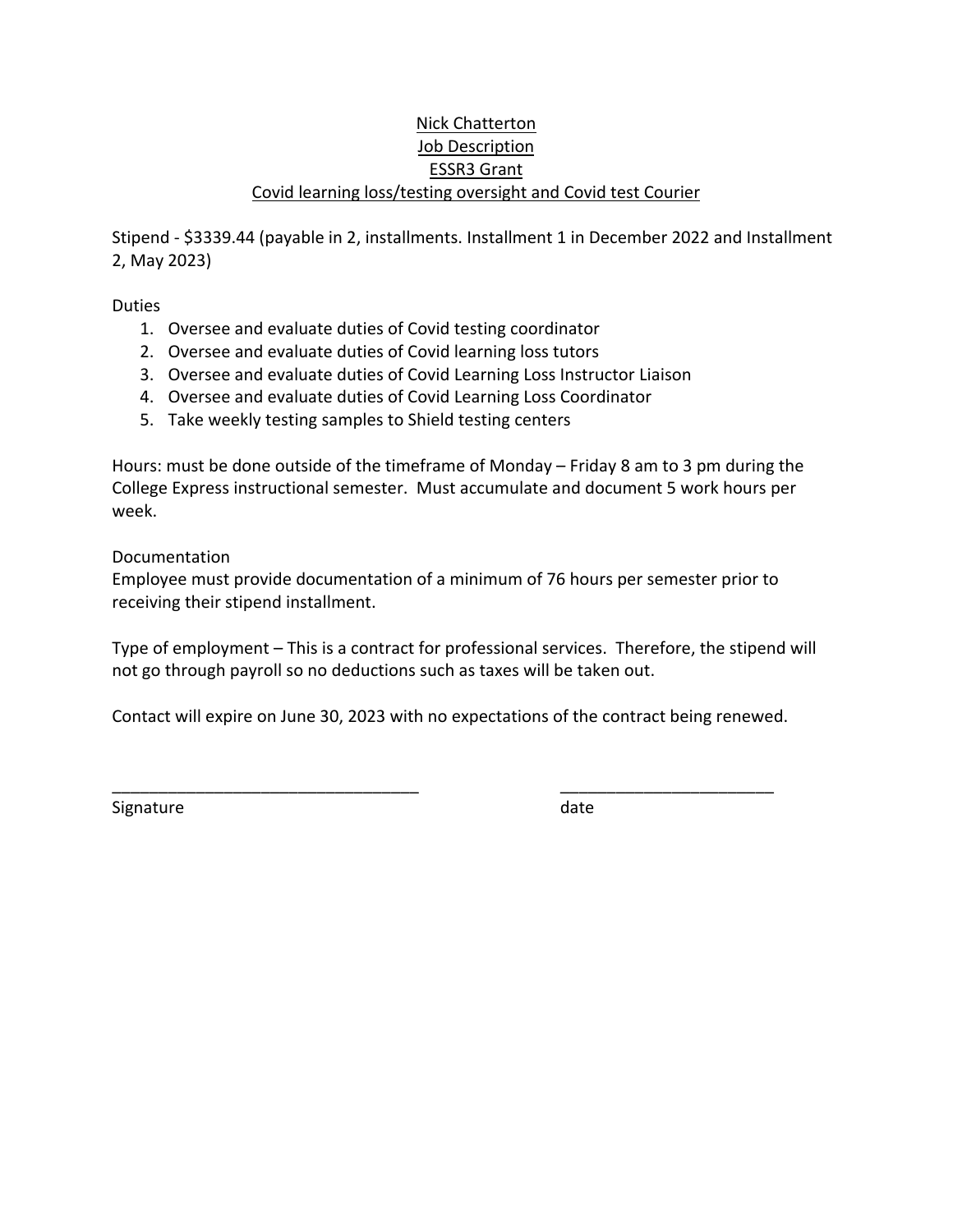<u>Nick Chatterton</u>
<u>Job Description</u>
<u>ESSR3 Grant</u>
<u>Covid learning loss/testing oversight and Covid test Courier</u>

Stipend - $3339.44 (payable in 2, installments. Installment 1 in December 2022 and Installment 2, May 2023)

Duties

1. Oversee and evaluate duties of Covid testing coordinator
2. Oversee and evaluate duties of Covid learning loss tutors
3. Oversee and evaluate duties of Covid Learning Loss Instructor Liaison
4. Oversee and evaluate duties of Covid Learning Loss Coordinator
5. Take weekly testing samples to Shield testing centers

Hours: must be done outside of the timeframe of Monday – Friday 8 am to 3 pm during the College Express instructional semester. Must accumulate and document 5 work hours per week.

Documentation
Employee must provide documentation of a minimum of 76 hours per semester prior to receiving their stipend installment.

Type of employment – This is a contract for professional services. Therefore, the stipend will not go through payroll so no deductions such as taxes will be taken out.

Contact will expire on June 30, 2023 with no expectations of the contract being renewed.

_________________________________ _______________________
Signature date